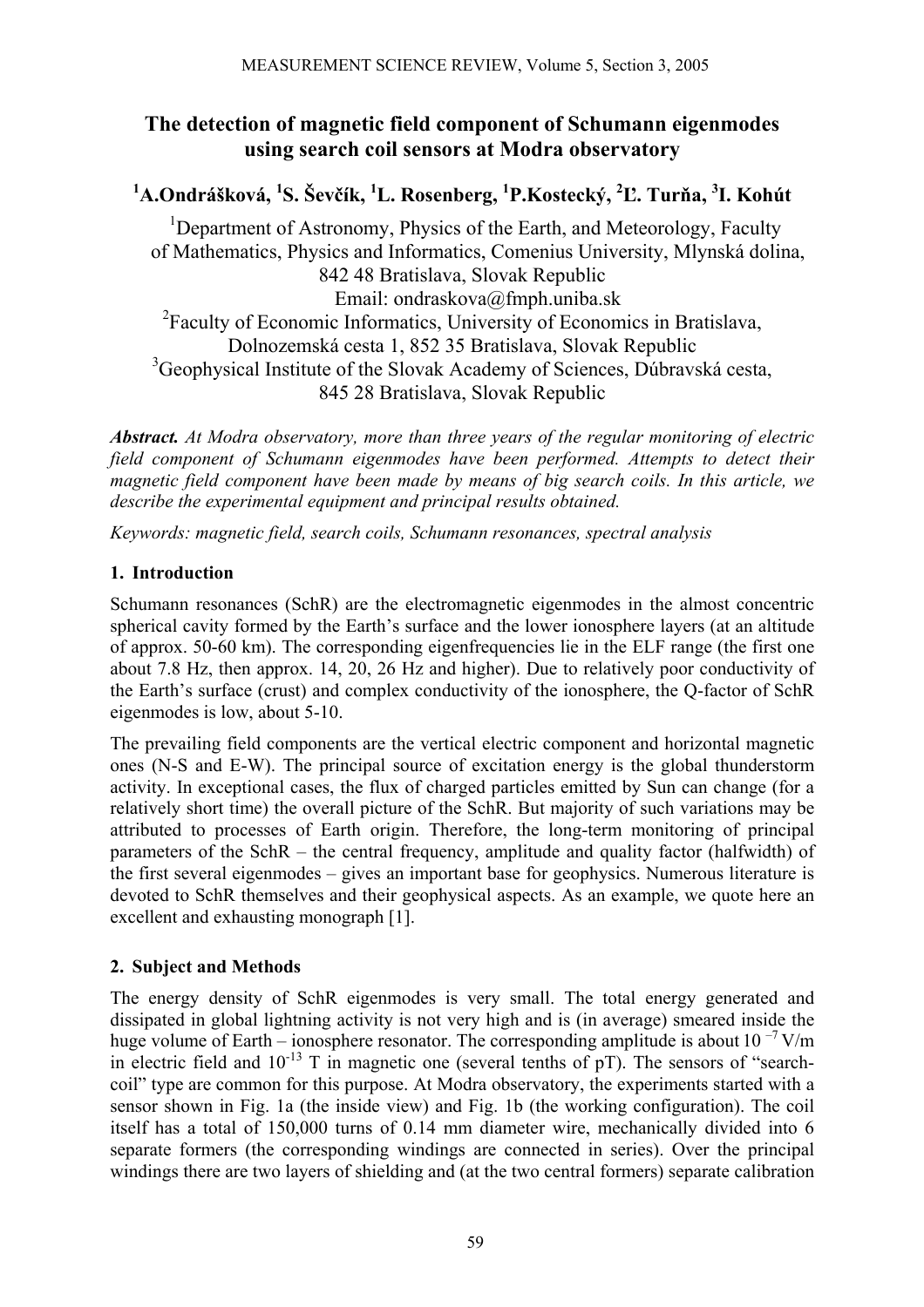# The detection of magnetic field component of Schumann eigenmodes using search coil sensors at Modra observatory

**[1]A.Ondrášková, [1]S. Ševčík, [1]L. Rosenberg, [1]P.Kostecký, [2]Ľ. Turňa, [3]I. Kohút**

[1]Department of Astronomy, Physics of the Earth, and Meteorology, Faculty of Mathematics, Physics and Informatics, Comenius University, Mlynská dolina, 842 48 Bratislava, Slovak Republic
Email: ondraskova@fmph.uniba.sk

[2]Faculty of Economic Informatics, University of Economics in Bratislava, Dolnozemská cesta 1, 852 35 Bratislava, Slovak Republic

[3]Geophysical Institute of the Slovak Academy of Sciences, Dúbravská cesta, 845 28 Bratislava, Slovak Republic

***Abstract.*** *At Modra observatory, more than three years of the regular monitoring of electric field component of Schumann eigenmodes have been performed. Attempts to detect their magnetic field component have been made by means of big search coils. In this article, we describe the experimental equipment and principal results obtained.*

*Keywords: magnetic field, search coils, Schumann resonances, spectral analysis*

## 1. Introduction

Schumann resonances (SchR) are the electromagnetic eigenmodes in the almost concentric spherical cavity formed by the Earth's surface and the lower ionosphere layers (at an altitude of approx. 50-60 km). The corresponding eigenfrequencies lie in the ELF range (the first one about 7.8 Hz, then approx. 14, 20, 26 Hz and higher). Due to relatively poor conductivity of the Earth's surface (crust) and complex conductivity of the ionosphere, the Q-factor of SchR eigenmodes is low, about 5-10.

The prevailing field components are the vertical electric component and horizontal magnetic ones (N-S and E-W). The principal source of excitation energy is the global thunderstorm activity. In exceptional cases, the flux of charged particles emitted by Sun can change (for a relatively short time) the overall picture of the SchR. But majority of such variations may be attributed to processes of Earth origin. Therefore, the long-term monitoring of principal parameters of the SchR – the central frequency, amplitude and quality factor (halfwidth) of the first several eigenmodes – gives an important base for geophysics. Numerous literature is devoted to SchR themselves and their geophysical aspects. As an example, we quote here an excellent and exhausting monograph [1].

## 2. Subject and Methods

The energy density of SchR eigenmodes is very small. The total energy generated and dissipated in global lightning activity is not very high and is (in average) smeared inside the huge volume of Earth – ionosphere resonator. The corresponding amplitude is about $10^{-7}$ V/m in electric field and $10^{-13}$ T in magnetic one (several tenths of pT). The sensors of "search-coil" type are common for this purpose. At Modra observatory, the experiments started with a sensor shown in Fig. 1a (the inside view) and Fig. 1b (the working configuration). The coil itself has a total of 150,000 turns of 0.14 mm diameter wire, mechanically divided into 6 separate formers (the corresponding windings are connected in series). Over the principal windings there are two layers of shielding and (at the two central formers) separate calibration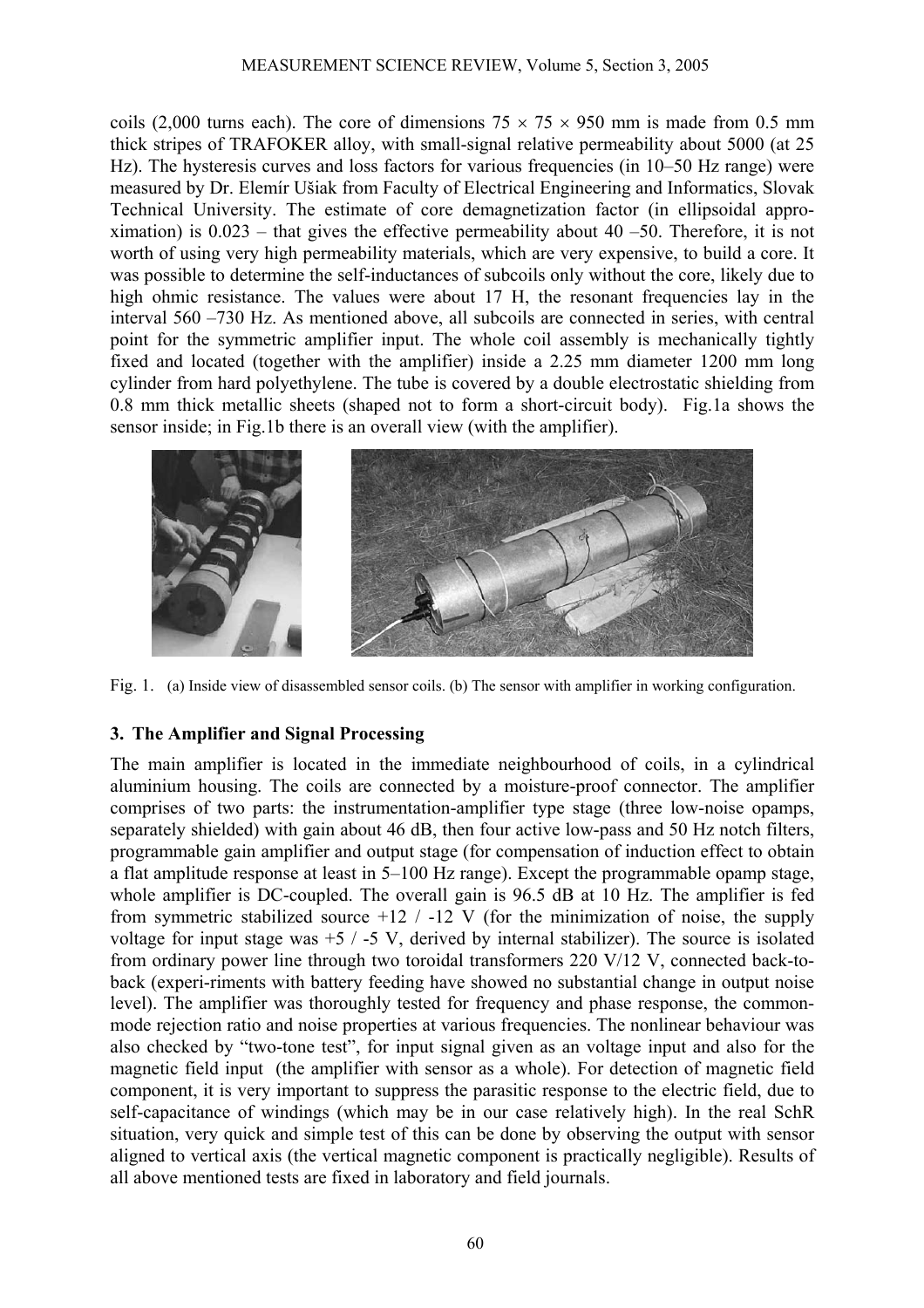coils (2,000 turns each). The core of dimensions 75 × 75 × 950 mm is made from 0.5 mm thick stripes of TRAFOKER alloy, with small-signal relative permeability about 5000 (at 25 Hz). The hysteresis curves and loss factors for various frequencies (in 10–50 Hz range) were measured by Dr. Elemír Ušiak from Faculty of Electrical Engineering and Informatics, Slovak Technical University. The estimate of core demagnetization factor (in ellipsoidal approximation) is 0.023 – that gives the effective permeability about 40 –50. Therefore, it is not worth of using very high permeability materials, which are very expensive, to build a core. It was possible to determine the self-inductances of subcoils only without the core, likely due to high ohmic resistance. The values were about 17 H, the resonant frequencies lay in the interval 560 –730 Hz. As mentioned above, all subcoils are connected in series, with central point for the symmetric amplifier input. The whole coil assembly is mechanically tightly fixed and located (together with the amplifier) inside a 2.25 mm diameter 1200 mm long cylinder from hard polyethylene. The tube is covered by a double electrostatic shielding from 0.8 mm thick metallic sheets (shaped not to form a short-circuit body). Fig.1a shows the sensor inside; in Fig.1b there is an overall view (with the amplifier).

Fig. 1. (a) Inside view of disassembled sensor coils. (b) The sensor with amplifier in working configuration.

## 3. The Amplifier and Signal Processing

The main amplifier is located in the immediate neighbourhood of coils, in a cylindrical aluminium housing. The coils are connected by a moisture-proof connector. The amplifier comprises of two parts: the instrumentation-amplifier type stage (three low-noise opamps, separately shielded) with gain about 46 dB, then four active low-pass and 50 Hz notch filters, programmable gain amplifier and output stage (for compensation of induction effect to obtain a flat amplitude response at least in 5–100 Hz range). Except the programmable opamp stage, whole amplifier is DC-coupled. The overall gain is 96.5 dB at 10 Hz. The amplifier is fed from symmetric stabilized source +12 / -12 V (for the minimization of noise, the supply voltage for input stage was +5 / -5 V, derived by internal stabilizer). The source is isolated from ordinary power line through two toroidal transformers 220 V/12 V, connected back-to-back (experi-ments with battery feeding have showed no substantial change in output noise level). The amplifier was thoroughly tested for frequency and phase response, the common-mode rejection ratio and noise properties at various frequencies. The nonlinear behaviour was also checked by "two-tone test", for input signal given as an voltage input and also for the magnetic field input (the amplifier with sensor as a whole). For detection of magnetic field component, it is very important to suppress the parasitic response to the electric field, due to self-capacitance of windings (which may be in our case relatively high). In the real SchR situation, very quick and simple test of this can be done by observing the output with sensor aligned to vertical axis (the vertical magnetic component is practically negligible). Results of all above mentioned tests are fixed in laboratory and field journals.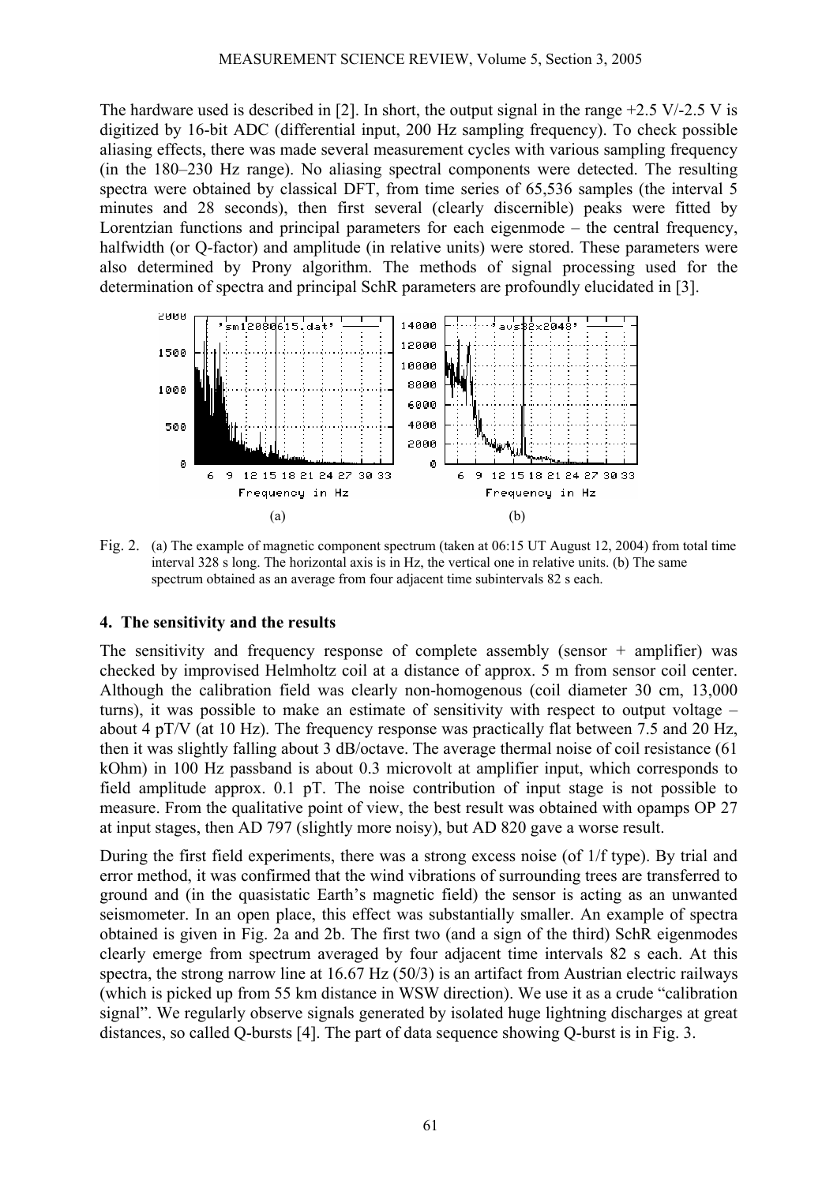The hardware used is described in [2]. In short, the output signal in the range +2.5 V/-2.5 V is digitized by 16-bit ADC (differential input, 200 Hz sampling frequency). To check possible aliasing effects, there was made several measurement cycles with various sampling frequency (in the 180–230 Hz range). No aliasing spectral components were detected. The resulting spectra were obtained by classical DFT, from time series of 65,536 samples (the interval 5 minutes and 28 seconds), then first several (clearly discernible) peaks were fitted by Lorentzian functions and principal parameters for each eigenmode – the central frequency, halfwidth (or Q-factor) and amplitude (in relative units) were stored. These parameters were also determined by Prony algorithm. The methods of signal processing used for the determination of spectra and principal SchR parameters are profoundly elucidated in [3].

Fig. 2. (a) The example of magnetic component spectrum (taken at 06:15 UT August 12, 2004) from total time interval 328 s long. The horizontal axis is in Hz, the vertical one in relative units. (b) The same spectrum obtained as an average from four adjacent time subintervals 82 s each.

## 4. The sensitivity and the results

The sensitivity and frequency response of complete assembly (sensor + amplifier) was checked by improvised Helmholtz coil at a distance of approx. 5 m from sensor coil center. Although the calibration field was clearly non-homogenous (coil diameter 30 cm, 13,000 turns), it was possible to make an estimate of sensitivity with respect to output voltage – about 4 pT/V (at 10 Hz). The frequency response was practically flat between 7.5 and 20 Hz, then it was slightly falling about 3 dB/octave. The average thermal noise of coil resistance (61 kOhm) in 100 Hz passband is about 0.3 microvolt at amplifier input, which corresponds to field amplitude approx. 0.1 pT. The noise contribution of input stage is not possible to measure. From the qualitative point of view, the best result was obtained with opamps OP 27 at input stages, then AD 797 (slightly more noisy), but AD 820 gave a worse result.

During the first field experiments, there was a strong excess noise (of 1/f type). By trial and error method, it was confirmed that the wind vibrations of surrounding trees are transferred to ground and (in the quasistatic Earth's magnetic field) the sensor is acting as an unwanted seismometer. In an open place, this effect was substantially smaller. An example of spectra obtained is given in Fig. 2a and 2b. The first two (and a sign of the third) SchR eigenmodes clearly emerge from spectrum averaged by four adjacent time intervals 82 s each. At this spectra, the strong narrow line at 16.67 Hz (50/3) is an artifact from Austrian electric railways (which is picked up from 55 km distance in WSW direction). We use it as a crude "calibration signal". We regularly observe signals generated by isolated huge lightning discharges at great distances, so called Q-bursts [4]. The part of data sequence showing Q-burst is in Fig. 3.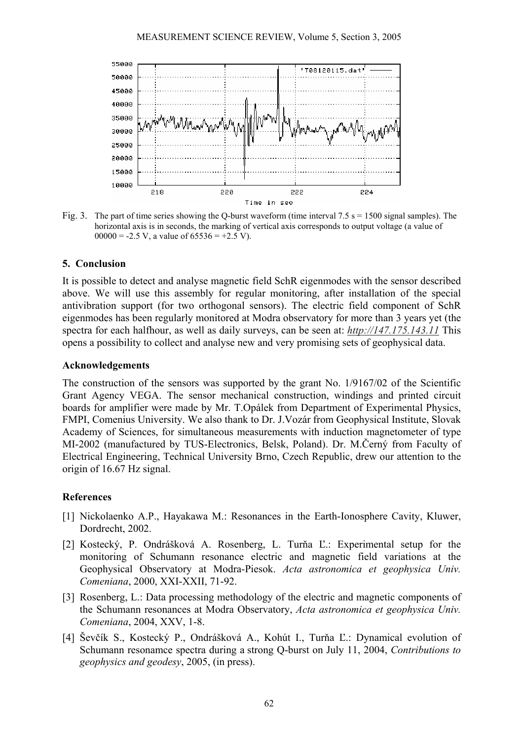55000
50000
45000
40000
35000
30000
25000
20000
15000
10000

'T08120115.dat'

218
220
222
224

Time in sec

Fig. 3. The part of time series showing the Q-burst waveform (time interval 7.5 s = 1500 signal samples). The horizontal axis is in seconds, the marking of vertical axis corresponds to output voltage (a value of 00000 = -2.5 V, a value of 65536 = +2.5 V).

## 5. Conclusion

It is possible to detect and analyse magnetic field SchR eigenmodes with the sensor described above. We will use this assembly for regular monitoring, after installation of the special antivibration support (for two orthogonal sensors). The electric field component of SchR eigenmodes has been regularly monitored at Modra observatory for more than 3 years yet (the spectra for each halfhour, as well as daily surveys, can be seen at: *http://147.175.143.11* This opens a possibility to collect and analyse new and very promising sets of geophysical data.

### Acknowledgements

The construction of the sensors was supported by the grant No. 1/9167/02 of the Scientific Grant Agency VEGA. The sensor mechanical construction, windings and printed circuit boards for amplifier were made by Mr. T.Opálek from Department of Experimental Physics, FMPI, Comenius University. We also thank to Dr. J.Vozár from Geophysical Institute, Slovak Academy of Sciences, for simultaneous measurements with induction magnetometer of type MI-2002 (manufactured by TUS-Electronics, Belsk, Poland). Dr. M.Černý from Faculty of Electrical Engineering, Technical University Brno, Czech Republic, drew our attention to the origin of 16.67 Hz signal.

### References

[1] Nickolaenko A.P., Hayakawa M.: Resonances in the Earth-Ionosphere Cavity, Kluwer, Dordrecht, 2002.

[2] Kostecký, P. Ondrášková A. Rosenberg, L. Turňa Ľ.: Experimental setup for the monitoring of Schumann resonance electric and magnetic field variations at the Geophysical Observatory at Modra-Piesok. *Acta astronomica et geophysica Univ. Comeniana*, 2000, XXI-XXII, 71-92.

[3] Rosenberg, L.: Data processing methodology of the electric and magnetic components of the Schumann resonances at Modra Observatory, *Acta astronomica et geophysica Univ. Comeniana*, 2004, XXV, 1-8.

[4] Ševčík S., Kostecký P., Ondrášková A., Kohút I., Turňa Ľ.: Dynamical evolution of Schumann resonamce spectra during a strong Q-burst on July 11, 2004, *Contributions to geophysics and geodesy*, 2005, (in press).